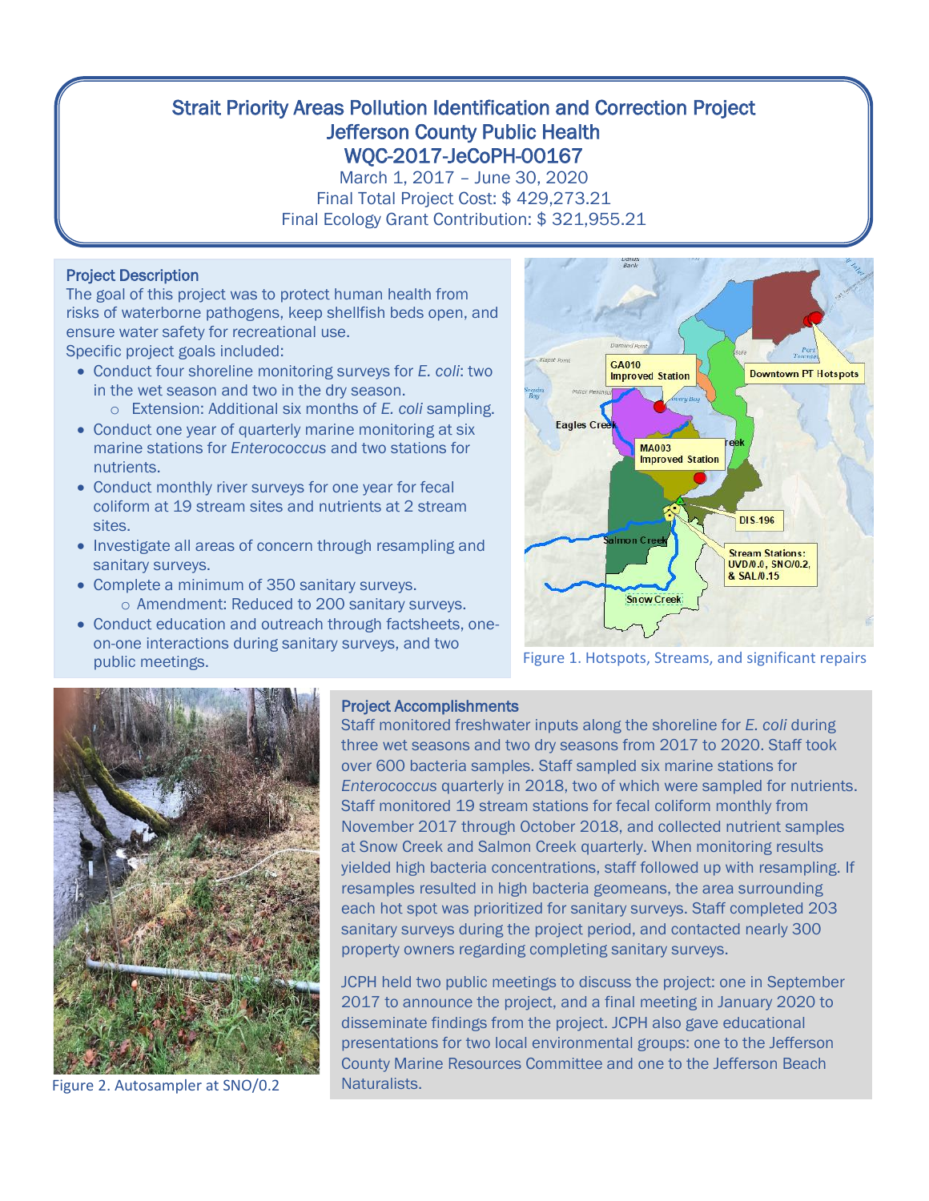# Strait Priority Areas Pollution Identification and Correction Project
## Jefferson County Public Health
## WQC-2017-JeCoPH-00167

March 1, 2017 – June 30, 2020
Final Total Project Cost: $ 429,273.21
Final Ecology Grant Contribution: $ 321,955.21

### Project Description

The goal of this project was to protect human health from risks of waterborne pathogens, keep shellfish beds open, and ensure water safety for recreational use.

Specific project goals included:

- Conduct four shoreline monitoring surveys for *E. coli*: two in the wet season and two in the dry season.
  - Extension: Additional six months of *E. coli* sampling.
- Conduct one year of quarterly marine monitoring at six marine stations for *Enterococcus* and two stations for nutrients.
- Conduct monthly river surveys for one year for fecal coliform at 19 stream sites and nutrients at 2 stream sites.
- Investigate all areas of concern through resampling and sanitary surveys.
- Complete a minimum of 350 sanitary surveys.
  - Amendment: Reduced to 200 sanitary surveys.
- Conduct education and outreach through factsheets, one-on-one interactions during sanitary surveys, and two public meetings.

Figure 1. Hotspots, Streams, and significant repairs

Figure 2. Autosampler at SNO/0.2

### Project Accomplishments

Staff monitored freshwater inputs along the shoreline for *E. coli* during three wet seasons and two dry seasons from 2017 to 2020. Staff took over 600 bacteria samples. Staff sampled six marine stations for *Enterococcus* quarterly in 2018, two of which were sampled for nutrients. Staff monitored 19 stream stations for fecal coliform monthly from November 2017 through October 2018, and collected nutrient samples at Snow Creek and Salmon Creek quarterly. When monitoring results yielded high bacteria concentrations, staff followed up with resampling. If resamples resulted in high bacteria geomeans, the area surrounding each hot spot was prioritized for sanitary surveys. Staff completed 203 sanitary surveys during the project period, and contacted nearly 300 property owners regarding completing sanitary surveys.

JCPH held two public meetings to discuss the project: one in September 2017 to announce the project, and a final meeting in January 2020 to disseminate findings from the project. JCPH also gave educational presentations for two local environmental groups: one to the Jefferson County Marine Resources Committee and one to the Jefferson Beach Naturalists.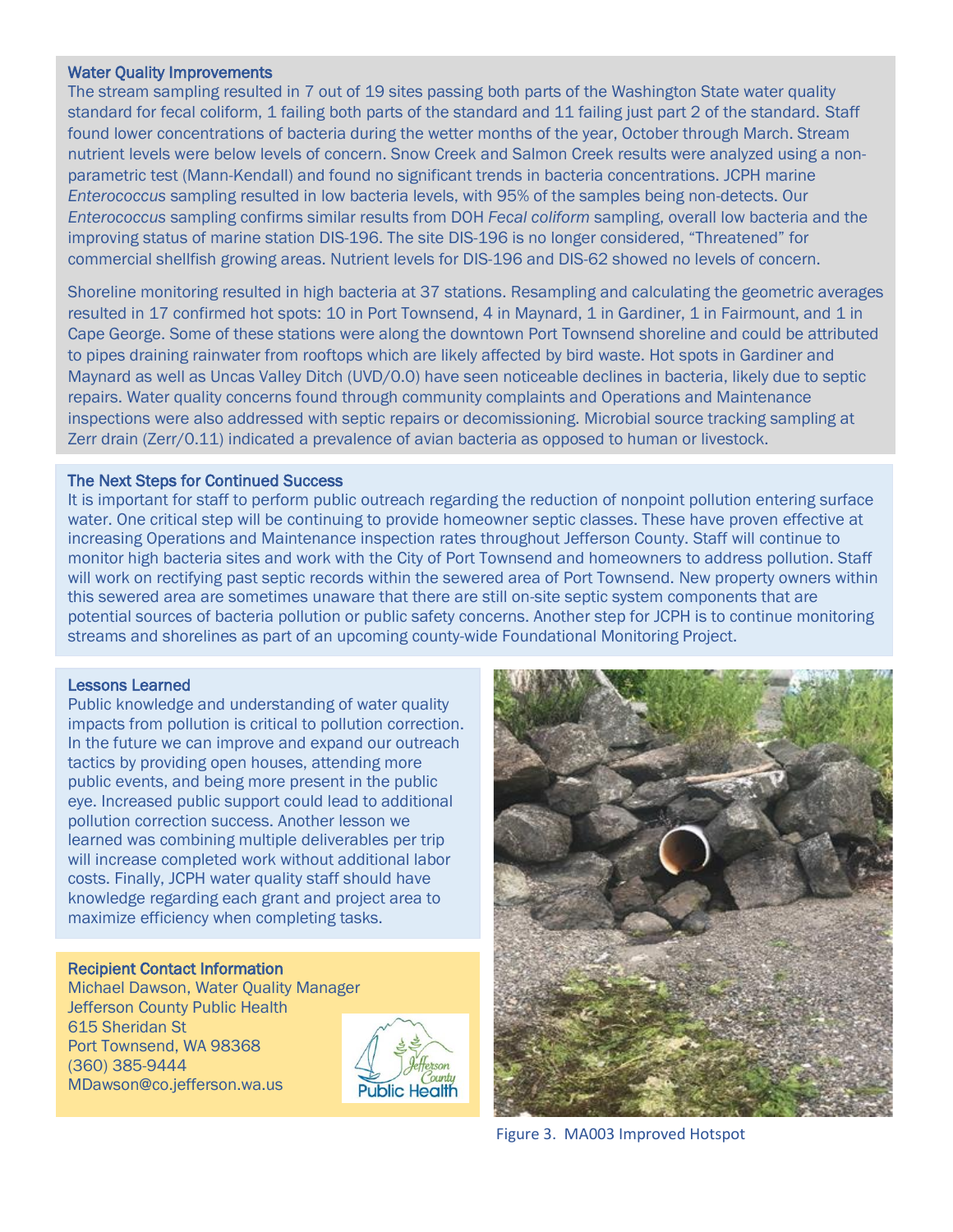## Water Quality Improvements

The stream sampling resulted in 7 out of 19 sites passing both parts of the Washington State water quality standard for fecal coliform, 1 failing both parts of the standard and 11 failing just part 2 of the standard. Staff found lower concentrations of bacteria during the wetter months of the year, October through March. Stream nutrient levels were below levels of concern. Snow Creek and Salmon Creek results were analyzed using a non-parametric test (Mann-Kendall) and found no significant trends in bacteria concentrations. JCPH marine *Enterococcus* sampling resulted in low bacteria levels, with 95% of the samples being non-detects. Our *Enterococcus* sampling confirms similar results from DOH *Fecal coliform* sampling, overall low bacteria and the improving status of marine station DIS-196. The site DIS-196 is no longer considered, "Threatened" for commercial shellfish growing areas. Nutrient levels for DIS-196 and DIS-62 showed no levels of concern.

Shoreline monitoring resulted in high bacteria at 37 stations. Resampling and calculating the geometric averages resulted in 17 confirmed hot spots: 10 in Port Townsend, 4 in Maynard, 1 in Gardiner, 1 in Fairmount, and 1 in Cape George. Some of these stations were along the downtown Port Townsend shoreline and could be attributed to pipes draining rainwater from rooftops which are likely affected by bird waste. Hot spots in Gardiner and Maynard as well as Uncas Valley Ditch (UVD/0.0) have seen noticeable declines in bacteria, likely due to septic repairs. Water quality concerns found through community complaints and Operations and Maintenance inspections were also addressed with septic repairs or decomissioning. Microbial source tracking sampling at Zerr drain (Zerr/0.11) indicated a prevalence of avian bacteria as opposed to human or livestock.

## The Next Steps for Continued Success

It is important for staff to perform public outreach regarding the reduction of nonpoint pollution entering surface water. One critical step will be continuing to provide homeowner septic classes. These have proven effective at increasing Operations and Maintenance inspection rates throughout Jefferson County. Staff will continue to monitor high bacteria sites and work with the City of Port Townsend and homeowners to address pollution. Staff will work on rectifying past septic records within the sewered area of Port Townsend. New property owners within this sewered area are sometimes unaware that there are still on-site septic system components that are potential sources of bacteria pollution or public safety concerns. Another step for JCPH is to continue monitoring streams and shorelines as part of an upcoming county-wide Foundational Monitoring Project.

## Lessons Learned

Public knowledge and understanding of water quality impacts from pollution is critical to pollution correction. In the future we can improve and expand our outreach tactics by providing open houses, attending more public events, and being more present in the public eye. Increased public support could lead to additional pollution correction success. Another lesson we learned was combining multiple deliverables per trip will increase completed work without additional labor costs. Finally, JCPH water quality staff should have knowledge regarding each grant and project area to maximize efficiency when completing tasks.

Figure 3. MA003 Improved Hotspot

## Recipient Contact Information

Michael Dawson, Water Quality Manager
Jefferson County Public Health
615 Sheridan St
Port Townsend, WA 98368
(360) 385-9444
MDawson@co.jefferson.wa.us